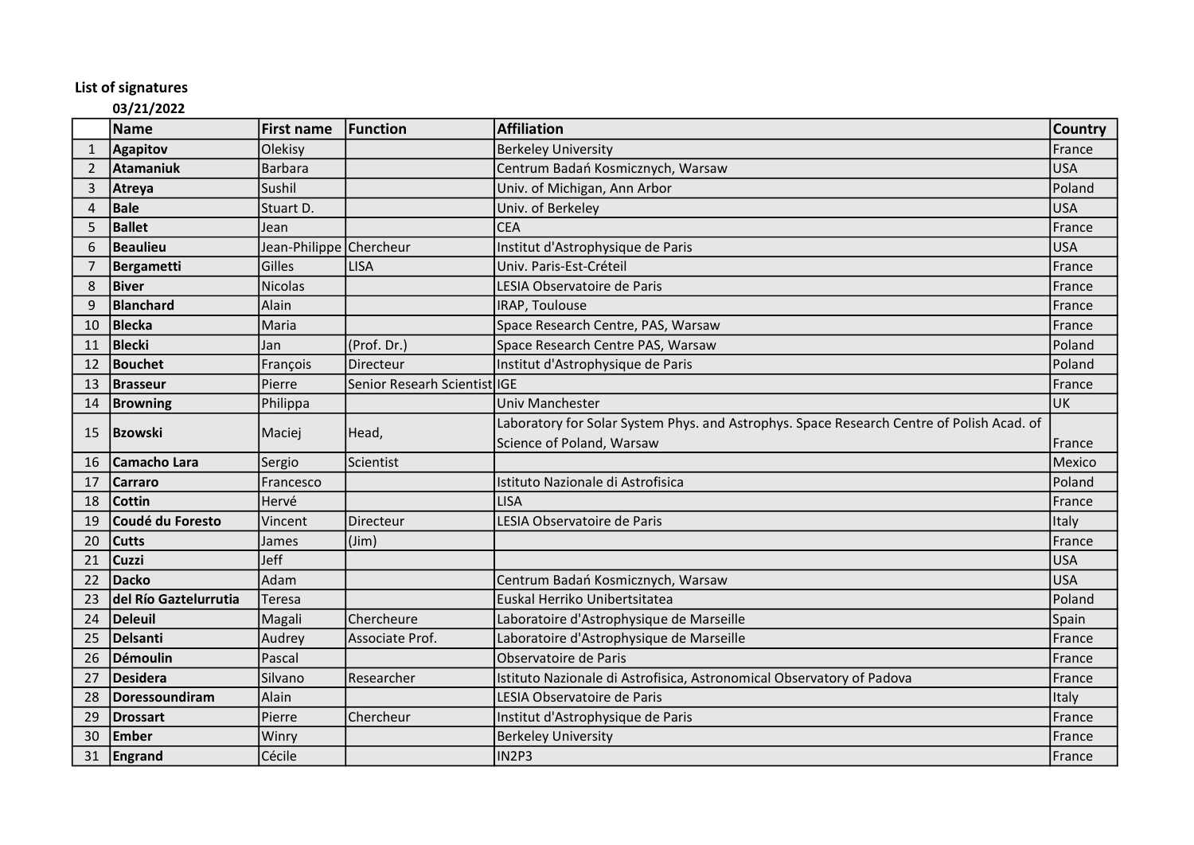**List of signatures**

**03/21/2022**

| | Name | First name | Function | Affiliation | Country |
|---|---|---|---|---|---|
| 1 | **Agapitov** | Olekisy | | Berkeley University | France |
| 2 | **Atamaniuk** | Barbara | | Centrum Badań Kosmicznych, Warsaw | USA |
| 3 | **Atreya** | Sushil | | Univ. of Michigan, Ann Arbor | Poland |
| 4 | **Bale** | Stuart D. | | Univ. of Berkeley | USA |
| 5 | **Ballet** | Jean | | CEA | France |
| 6 | **Beaulieu** | Jean-Philippe | Chercheur | Institut d'Astrophysique de Paris | USA |
| 7 | **Bergametti** | Gilles | LISA | Univ. Paris-Est-Créteil | France |
| 8 | **Biver** | Nicolas | | LESIA Observatoire de Paris | France |
| 9 | **Blanchard** | Alain | | IRAP, Toulouse | France |
| 10 | **Blecka** | Maria | | Space Research Centre, PAS, Warsaw | France |
| 11 | **Blecki** | Jan | (Prof. Dr.) | Space Research Centre PAS, Warsaw | Poland |
| 12 | **Bouchet** | François | Directeur | Institut d'Astrophysique de Paris | Poland |
| 13 | **Brasseur** | Pierre | Senior Researh Scientist | IGE | France |
| 14 | **Browning** | Philippa | | Univ Manchester | UK |
| 15 | **Bzowski** | Maciej | Head, | Laboratory for Solar System Phys. and Astrophys. Space Research Centre of Polish Acad. of Science of Poland, Warsaw | France |
| 16 | **Camacho Lara** | Sergio | Scientist | | Mexico |
| 17 | **Carraro** | Francesco | | Istituto Nazionale di Astrofisica | Poland |
| 18 | **Cottin** | Hervé | | LISA | France |
| 19 | **Coudé du Foresto** | Vincent | Directeur | LESIA Observatoire de Paris | Italy |
| 20 | **Cutts** | James | (Jim) | | France |
| 21 | **Cuzzi** | Jeff | | | USA |
| 22 | **Dacko** | Adam | | Centrum Badań Kosmicznych, Warsaw | USA |
| 23 | **del Río Gaztelurrutia** | Teresa | | Euskal Herriko Unibertsitatea | Poland |
| 24 | **Deleuil** | Magali | Chercheure | Laboratoire d'Astrophysique de Marseille | Spain |
| 25 | **Delsanti** | Audrey | Associate Prof. | Laboratoire d'Astrophysique de Marseille | France |
| 26 | **Démoulin** | Pascal | | Observatoire de Paris | France |
| 27 | **Desidera** | Silvano | Researcher | Istituto Nazionale di Astrofisica, Astronomical Observatory of Padova | France |
| 28 | **Doressoundiram** | Alain | | LESIA Observatoire de Paris | Italy |
| 29 | **Drossart** | Pierre | Chercheur | Institut d'Astrophysique de Paris | France |
| 30 | **Ember** | Winry | | Berkeley University | France |
| 31 | **Engrand** | Cécile | | IN2P3 | France |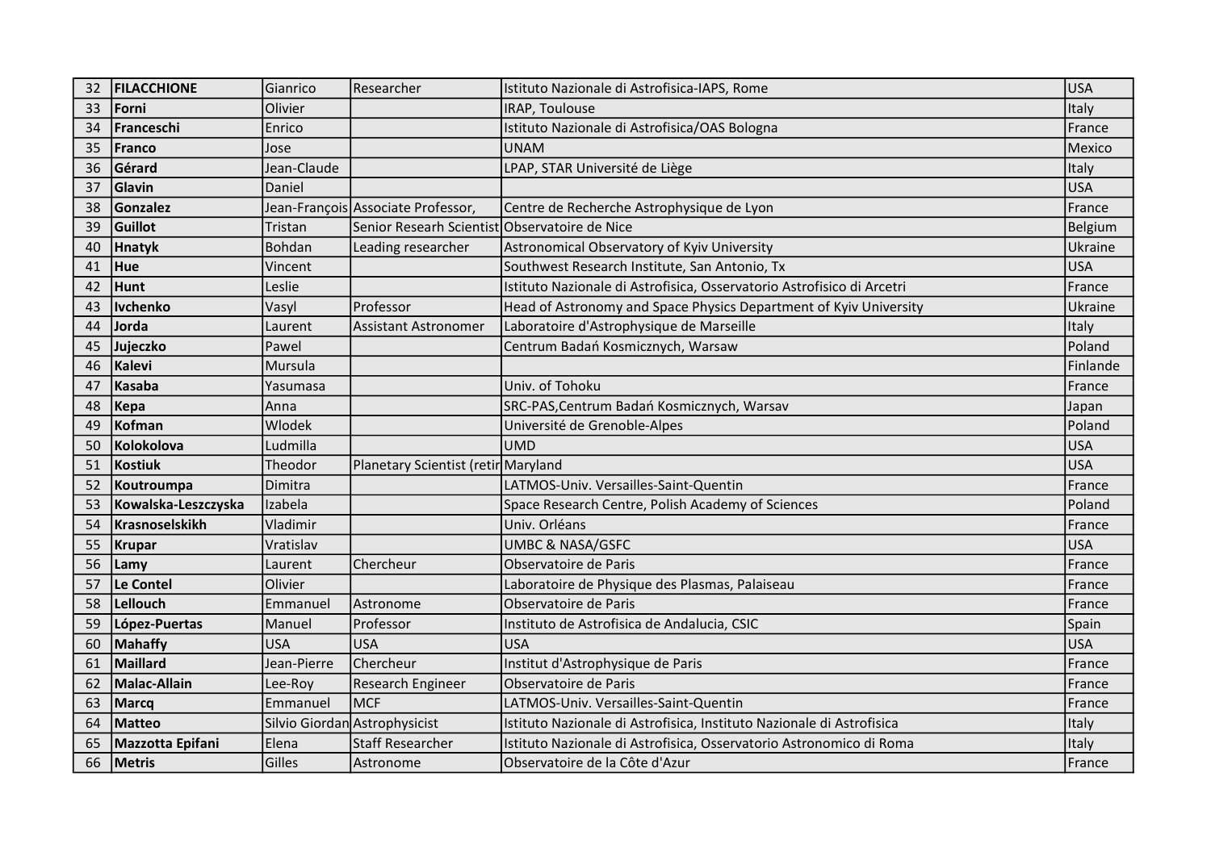| | | | | | |
|---|---|---|---|---|---|
| 32 | **FILACCHIONE** | Gianrico | Researcher | Istituto Nazionale di Astrofisica-IAPS, Rome | USA |
| 33 | **Forni** | Olivier | | IRAP, Toulouse | Italy |
| 34 | **Franceschi** | Enrico | | Istituto Nazionale di Astrofisica/OAS Bologna | France |
| 35 | **Franco** | Jose | | UNAM | Mexico |
| 36 | **Gérard** | Jean-Claude | | LPAP, STAR Université de Liège | Italy |
| 37 | **Glavin** | Daniel | | | USA |
| 38 | **Gonzalez** | Jean-François | Associate Professor, | Centre de Recherche Astrophysique de Lyon | France |
| 39 | **Guillot** | Tristan | Senior Researh Scientist | Observatoire de Nice | Belgium |
| 40 | **Hnatyk** | Bohdan | Leading researcher | Astronomical Observatory of Kyiv University | Ukraine |
| 41 | **Hue** | Vincent | | Southwest Research Institute, San Antonio, Tx | USA |
| 42 | **Hunt** | Leslie | | Istituto Nazionale di Astrofisica, Osservatorio Astrofisico di Arcetri | France |
| 43 | **Ivchenko** | Vasyl | Professor | Head of Astronomy and Space Physics Department of Kyiv University | Ukraine |
| 44 | **Jorda** | Laurent | Assistant Astronomer | Laboratoire d'Astrophysique de Marseille | Italy |
| 45 | **Jujeczko** | Pawel | | Centrum Badań Kosmicznych, Warsaw | Poland |
| 46 | **Kalevi** | Mursula | | | Finlande |
| 47 | **Kasaba** | Yasumasa | | Univ. of Tohoku | France |
| 48 | **Kepa** | Anna | | SRC-PAS,Centrum Badań Kosmicznych, Warsav | Japan |
| 49 | **Kofman** | Wlodek | | Université de Grenoble-Alpes | Poland |
| 50 | **Kolokolova** | Ludmilla | | UMD | USA |
| 51 | **Kostiuk** | Theodor | Planetary Scientist (retir | Maryland | USA |
| 52 | **Koutroumpa** | Dimitra | | LATMOS-Univ. Versailles-Saint-Quentin | France |
| 53 | **Kowalska-Leszczyska** | Izabela | | Space Research Centre, Polish Academy of Sciences | Poland |
| 54 | **Krasnoselskikh** | Vladimir | | Univ. Orléans | France |
| 55 | **Krupar** | Vratislav | | UMBC & NASA/GSFC | USA |
| 56 | **Lamy** | Laurent | Chercheur | Observatoire de Paris | France |
| 57 | **Le Contel** | Olivier | | Laboratoire de Physique des Plasmas, Palaiseau | France |
| 58 | **Lellouch** | Emmanuel | Astronome | Observatoire de Paris | France |
| 59 | **López-Puertas** | Manuel | Professor | Instituto de Astrofisica de Andalucia, CSIC | Spain |
| 60 | **Mahaffy** | USA | USA | USA | USA |
| 61 | **Maillard** | Jean-Pierre | Chercheur | Institut d'Astrophysique de Paris | France |
| 62 | **Malac-Allain** | Lee-Roy | Research Engineer | Observatoire de Paris | France |
| 63 | **Marcq** | Emmanuel | MCF | LATMOS-Univ. Versailles-Saint-Quentin | France |
| 64 | **Matteo** | Silvio Giordan | Astrophysicist | Istituto Nazionale di Astrofisica, Instituto Nazionale di Astrofisica | Italy |
| 65 | **Mazzotta Epifani** | Elena | Staff Researcher | Istituto Nazionale di Astrofisica, Osservatorio Astronomico di Roma | Italy |
| 66 | **Metris** | Gilles | Astronome | Observatoire de la Côte d'Azur | France |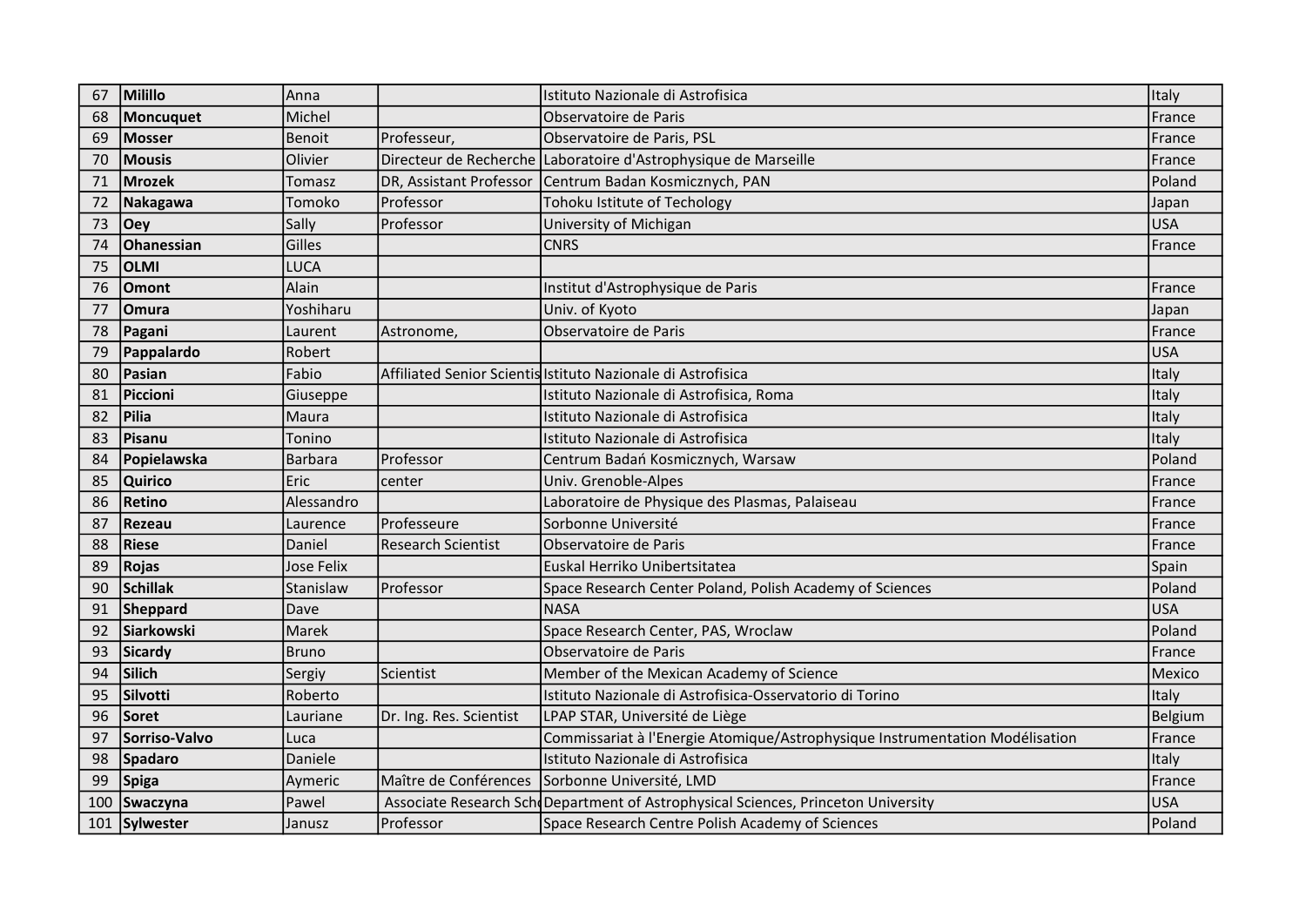| 67 | **Milillo** | Anna | | Istituto Nazionale di Astrofisica | Italy |
|---|---|---|---|---|---|
| 68 | **Moncuquet** | Michel | | Observatoire de Paris | France |
| 69 | **Mosser** | Benoit | Professeur, | Observatoire de Paris, PSL | France |
| 70 | **Mousis** | Olivier | Directeur de Recherche | Laboratoire d'Astrophysique de Marseille | France |
| 71 | **Mrozek** | Tomasz | DR, Assistant Professor | Centrum Badan Kosmicznych, PAN | Poland |
| 72 | **Nakagawa** | Tomoko | Professor | Tohoku Istitute of Techology | Japan |
| 73 | **Oey** | Sally | Professor | University of Michigan | USA |
| 74 | **Ohanessian** | Gilles | | CNRS | France |
| 75 | **OLMI** | LUCA | | | |
| 76 | **Omont** | Alain | | Institut d'Astrophysique de Paris | France |
| 77 | **Omura** | Yoshiharu | | Univ. of Kyoto | Japan |
| 78 | **Pagani** | Laurent | Astronome, | Observatoire de Paris | France |
| 79 | **Pappalardo** | Robert | | | USA |
| 80 | **Pasian** | Fabio | Affiliated Senior Scientis | Istituto Nazionale di Astrofisica | Italy |
| 81 | **Piccioni** | Giuseppe | | Istituto Nazionale di Astrofisica, Roma | Italy |
| 82 | **Pilia** | Maura | | Istituto Nazionale di Astrofisica | Italy |
| 83 | **Pisanu** | Tonino | | Istituto Nazionale di Astrofisica | Italy |
| 84 | **Popielawska** | Barbara | Professor | Centrum Badań Kosmicznych, Warsaw | Poland |
| 85 | **Quirico** | Eric | center | Univ. Grenoble-Alpes | France |
| 86 | **Retino** | Alessandro | | Laboratoire de Physique des Plasmas, Palaiseau | France |
| 87 | **Rezeau** | Laurence | Professeure | Sorbonne Université | France |
| 88 | **Riese** | Daniel | Research Scientist | Observatoire de Paris | France |
| 89 | **Rojas** | Jose Felix | | Euskal Herriko Unibertsitatea | Spain |
| 90 | **Schillak** | Stanislaw | Professor | Space Research Center Poland, Polish Academy of Sciences | Poland |
| 91 | **Sheppard** | Dave | | NASA | USA |
| 92 | **Siarkowski** | Marek | | Space Research Center, PAS, Wroclaw | Poland |
| 93 | **Sicardy** | Bruno | | Observatoire de Paris | France |
| 94 | **Silich** | Sergiy | Scientist | Member of the Mexican Academy of Science | Mexico |
| 95 | **Silvotti** | Roberto | | Istituto Nazionale di Astrofisica-Osservatorio di Torino | Italy |
| 96 | **Soret** | Lauriane | Dr. Ing. Res. Scientist | LPAP STAR, Université de Liège | Belgium |
| 97 | **Sorriso-Valvo** | Luca | | Commissariat à l'Energie Atomique/Astrophysique Instrumentation Modélisation | France |
| 98 | **Spadaro** | Daniele | | Istituto Nazionale di Astrofisica | Italy |
| 99 | **Spiga** | Aymeric | Maître de Conférences | Sorbonne Université, LMD | France |
| 100 | **Swaczyna** | Pawel | Associate Research Sch | Department of Astrophysical Sciences, Princeton University | USA |
| 101 | **Sylwester** | Janusz | Professor | Space Research Centre Polish Academy of Sciences | Poland |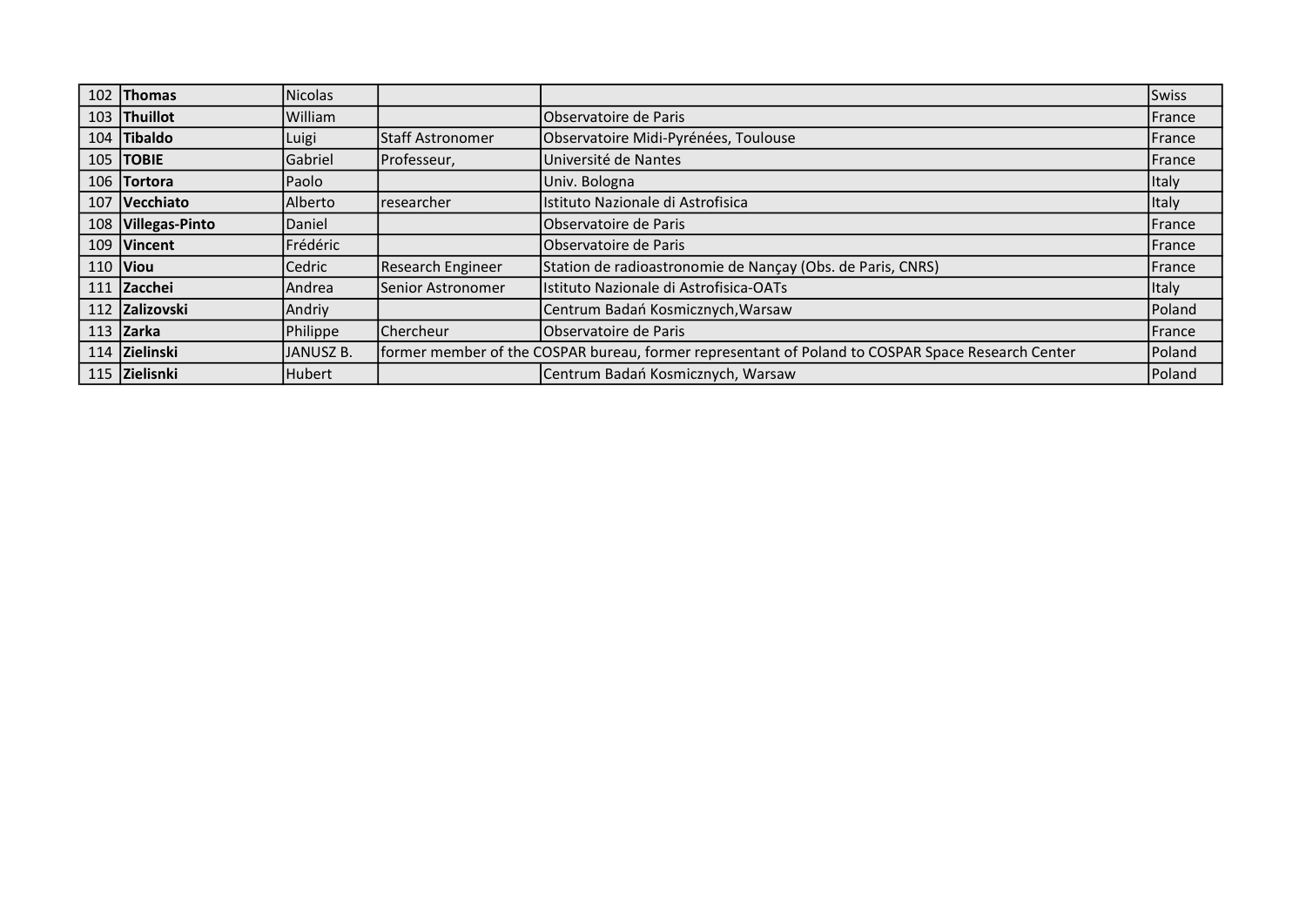| | | | | | |
|---|---|---|---|---|---|
| 102 | **Thomas** | Nicolas | | | Swiss |
| 103 | **Thuillot** | William | | Observatoire de Paris | France |
| 104 | **Tibaldo** | Luigi | Staff Astronomer | Observatoire Midi-Pyrénées, Toulouse | France |
| 105 | **TOBIE** | Gabriel | Professeur, | Université de Nantes | France |
| 106 | **Tortora** | Paolo | | Univ. Bologna | Italy |
| 107 | **Vecchiato** | Alberto | researcher | Istituto Nazionale di Astrofisica | Italy |
| 108 | **Villegas-Pinto** | Daniel | | Observatoire de Paris | France |
| 109 | **Vincent** | Frédéric | | Observatoire de Paris | France |
| 110 | **Viou** | Cedric | Research Engineer | Station de radioastronomie de Nançay (Obs. de Paris, CNRS) | France |
| 111 | **Zacchei** | Andrea | Senior Astronomer | Istituto Nazionale di Astrofisica-OATs | Italy |
| 112 | **Zalizovski** | Andriy | | Centrum Badań Kosmicznych,Warsaw | Poland |
| 113 | **Zarka** | Philippe | Chercheur | Observatoire de Paris | France |
| 114 | **Zielinski** | JANUSZ B. | former member of the COSPAR bureau, former representant of Poland to COSPAR Space Research Center | | Poland |
| 115 | **Zielisnki** | Hubert | | Centrum Badań Kosmicznych, Warsaw | Poland |